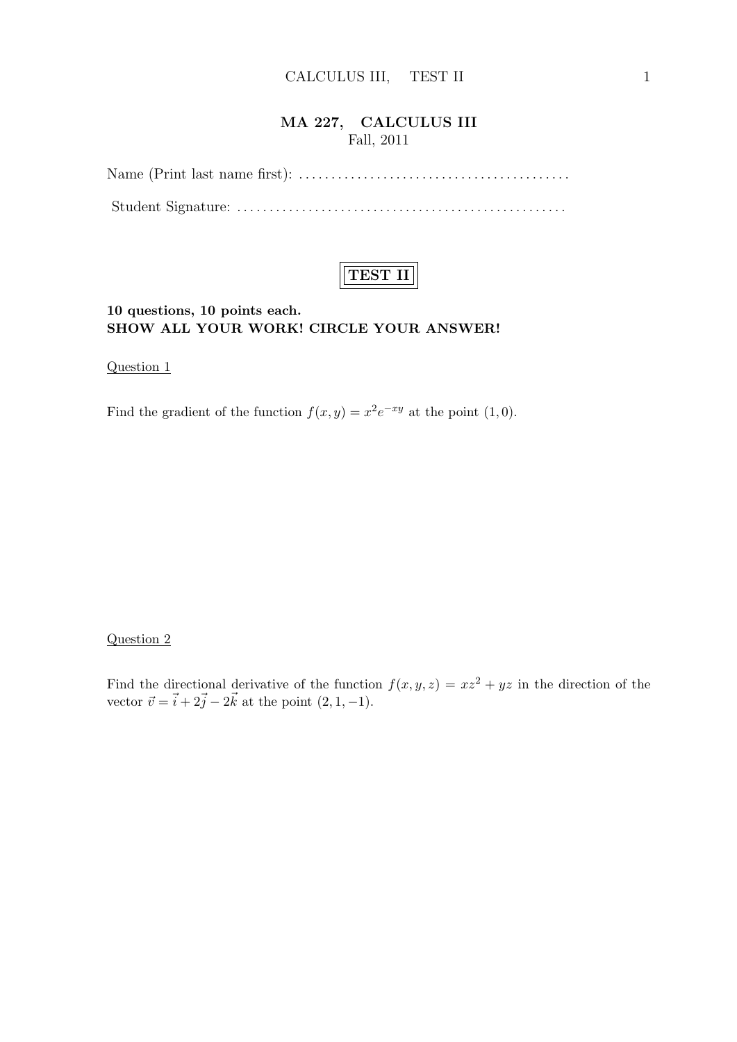# MA 227, CALCULUS III

Fall, 2011

Name (Print last name first): .........................................

Student Signature: ..................................................

## TEST II

**10 questions, 10 points each.**
**SHOW ALL YOUR WORK! CIRCLE YOUR ANSWER!**

Question 1

Find the gradient of the function $f(x, y) = x^2 e^{-xy}$ at the point $(1, 0)$.

Question 2

Find the directional derivative of the function $f(x, y, z) = xz^2 + yz$ in the direction of the vector $\vec{v} = \vec{i} + 2\vec{j} - 2\vec{k}$ at the point $(2, 1, -1)$.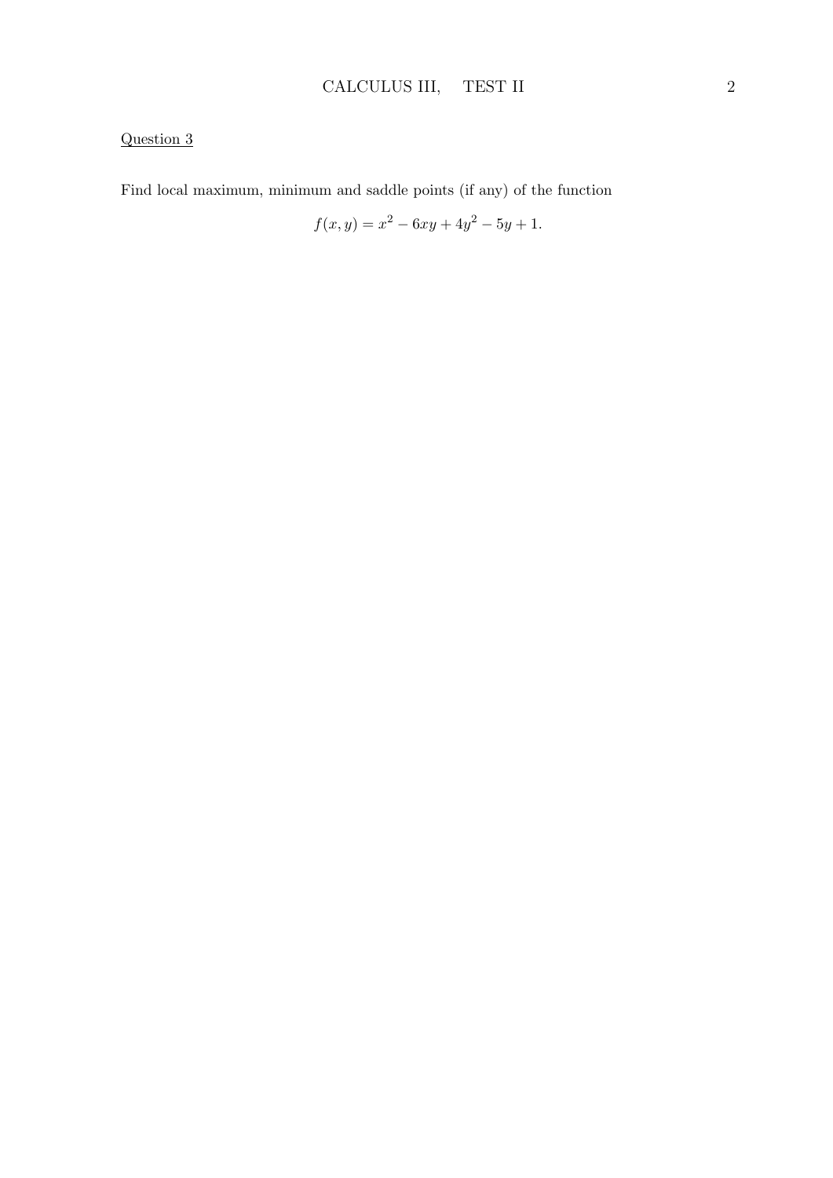Question 3

Find local maximum, minimum and saddle points (if any) of the function

$$f(x, y) = x^2 - 6xy + 4y^2 - 5y + 1.$$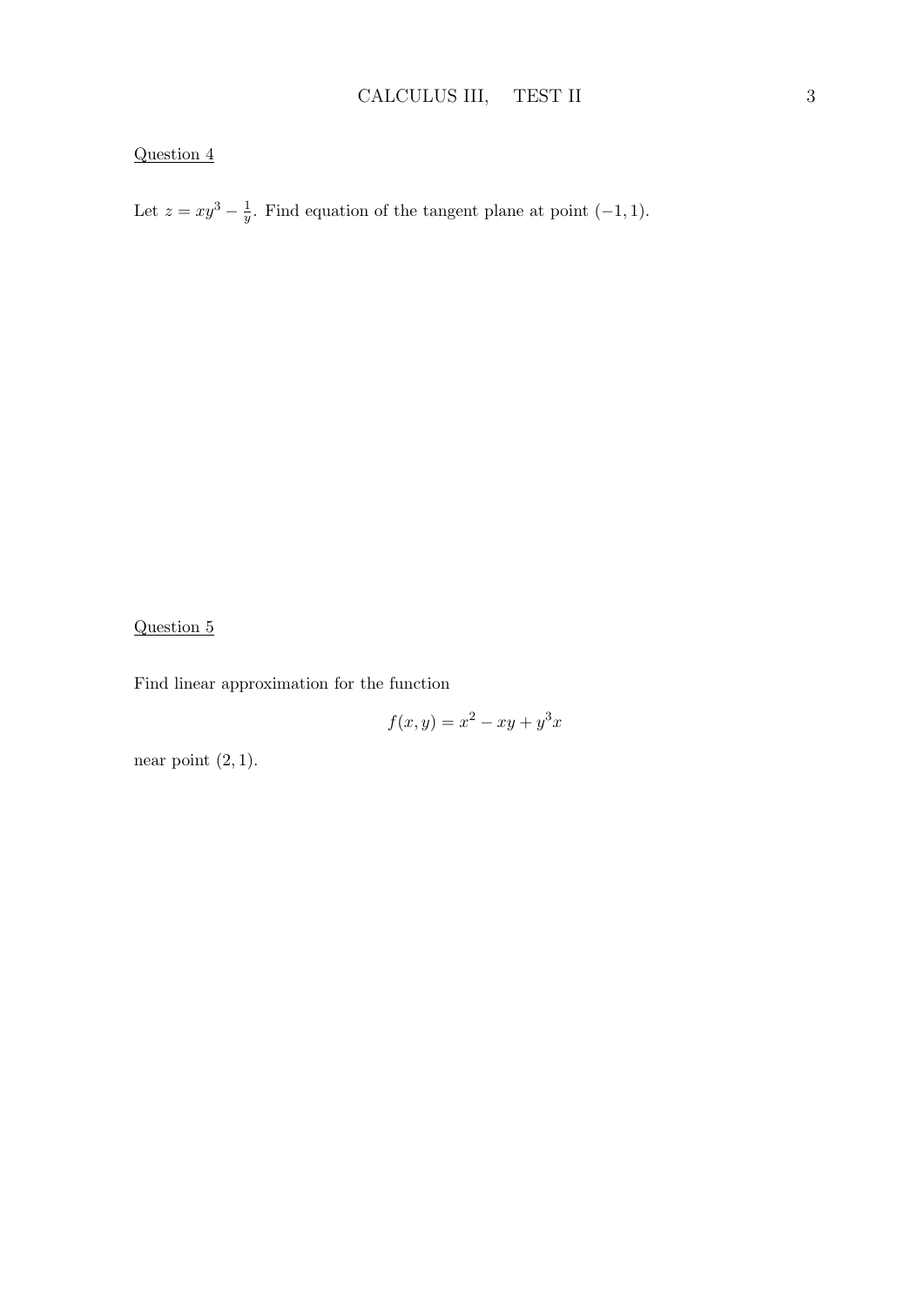Question 4

Let $z = xy^3 - \frac{1}{y}$. Find equation of the tangent plane at point $(-1, 1)$.

Question 5

Find linear approximation for the function

$$f(x, y) = x^2 - xy + y^3x$$

near point $(2, 1)$.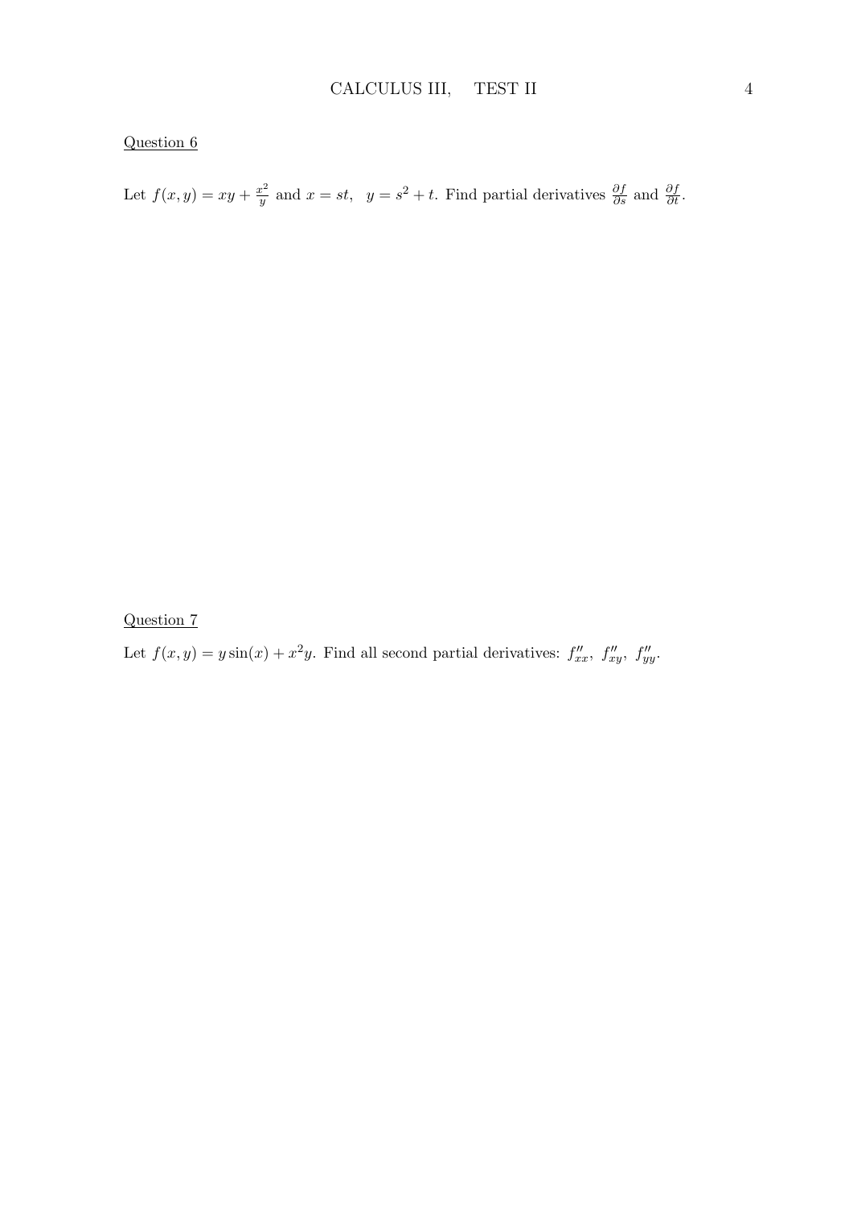Question 6

Let $f(x, y) = xy + \frac{x^2}{y}$ and $x = st, \;\; y = s^2 + t$. Find partial derivatives $\frac{\partial f}{\partial s}$ and $\frac{\partial f}{\partial t}$.

Question 7

Let $f(x, y) = y \sin(x) + x^2 y$. Find all second partial derivatives: $f''_{xx}, \; f''_{xy}, \; f''_{yy}$.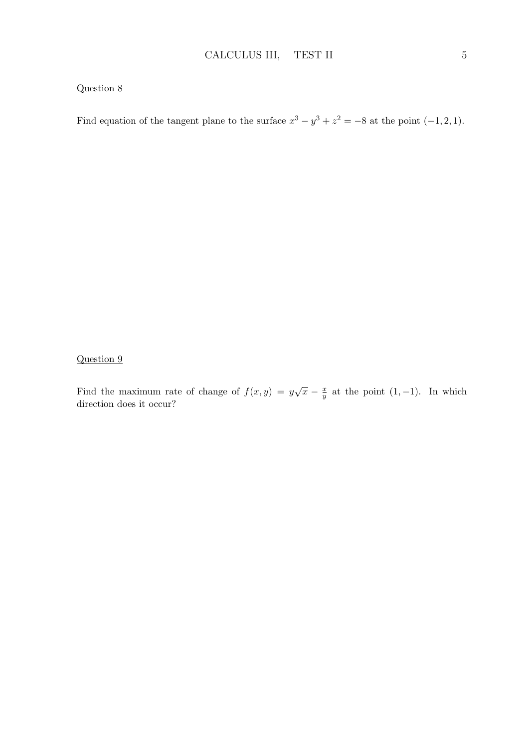Question 8

Find equation of the tangent plane to the surface $x^3 - y^3 + z^2 = -8$ at the point $(-1, 2, 1)$.

Question 9

Find the maximum rate of change of $f(x, y) = y\sqrt{x} - \frac{x}{y}$ at the point $(1, -1)$. In which direction does it occur?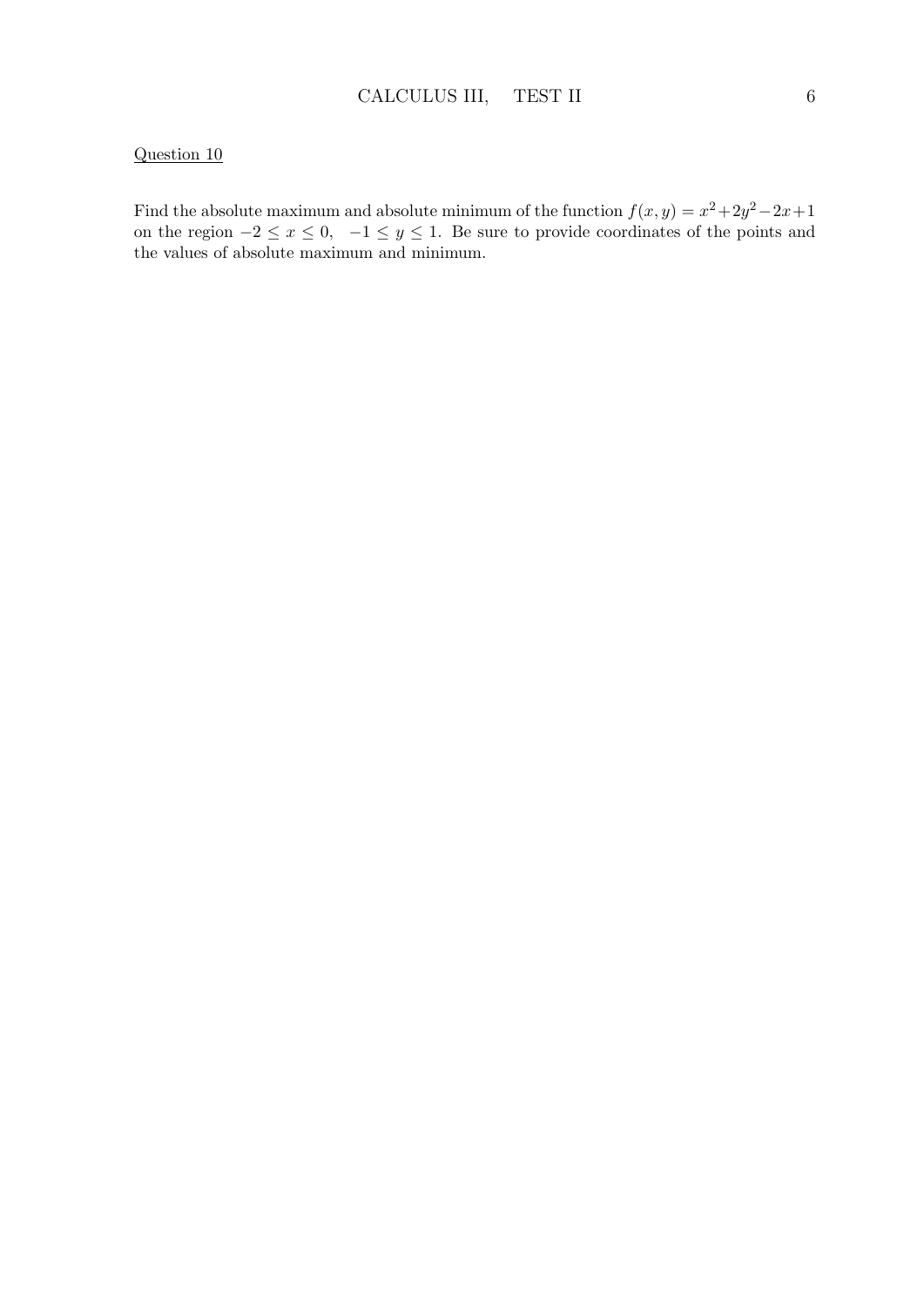Question 10

Find the absolute maximum and absolute minimum of the function $f(x, y) = x^2 + 2y^2 - 2x + 1$ on the region $-2 \leq x \leq 0, \quad -1 \leq y \leq 1$. Be sure to provide coordinates of the points and the values of absolute maximum and minimum.